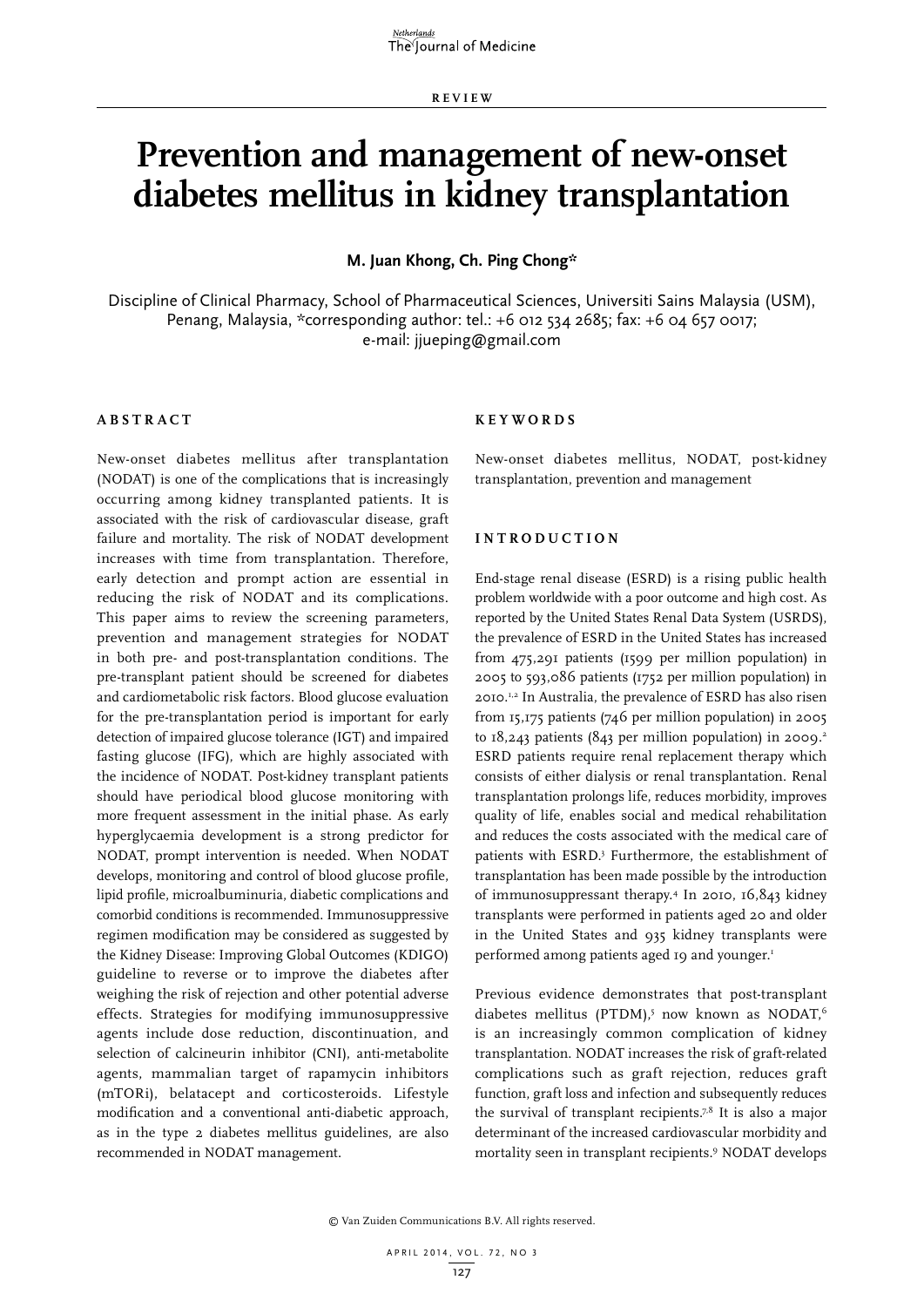REVIEW

# Prevention and management of new-onset diabetes mellitus in kidney transplantation

**M. Juan Khong, Ch. Ping Chong***

Discipline of Clinical Pharmacy, School of Pharmaceutical Sciences, Universiti Sains Malaysia (USM), Penang, Malaysia, *corresponding author: tel.: +6 012 534 2685; fax: +6 04 657 0017; e-mail: jjueping@gmail.com

## ABSTRACT

New-onset diabetes mellitus after transplantation (NODAT) is one of the complications that is increasingly occurring among kidney transplanted patients. It is associated with the risk of cardiovascular disease, graft failure and mortality. The risk of NODAT development increases with time from transplantation. Therefore, early detection and prompt action are essential in reducing the risk of NODAT and its complications. This paper aims to review the screening parameters, prevention and management strategies for NODAT in both pre- and post-transplantation conditions. The pre-transplant patient should be screened for diabetes and cardiometabolic risk factors. Blood glucose evaluation for the pre-transplantation period is important for early detection of impaired glucose tolerance (IGT) and impaired fasting glucose (IFG), which are highly associated with the incidence of NODAT. Post-kidney transplant patients should have periodical blood glucose monitoring with more frequent assessment in the initial phase. As early hyperglycaemia development is a strong predictor for NODAT, prompt intervention is needed. When NODAT develops, monitoring and control of blood glucose profile, lipid profile, microalbuminuria, diabetic complications and comorbid conditions is recommended. Immunosuppressive regimen modification may be considered as suggested by the Kidney Disease: Improving Global Outcomes (KDIGO) guideline to reverse or to improve the diabetes after weighing the risk of rejection and other potential adverse effects. Strategies for modifying immunosuppressive agents include dose reduction, discontinuation, and selection of calcineurin inhibitor (CNI), anti-metabolite agents, mammalian target of rapamycin inhibitors (mTORi), belatacept and corticosteroids. Lifestyle modification and a conventional anti-diabetic approach, as in the type 2 diabetes mellitus guidelines, are also recommended in NODAT management.

## KEYWORDS

New-onset diabetes mellitus, NODAT, post-kidney transplantation, prevention and management

## INTRODUCTION

End-stage renal disease (ESRD) is a rising public health problem worldwide with a poor outcome and high cost. As reported by the United States Renal Data System (USRDS), the prevalence of ESRD in the United States has increased from 475,291 patients (1599 per million population) in 2005 to 593,086 patients (1752 per million population) in 2010.[1,2] In Australia, the prevalence of ESRD has also risen from 15,175 patients (746 per million population) in 2005 to 18,243 patients (843 per million population) in 2009.[2] ESRD patients require renal replacement therapy which consists of either dialysis or renal transplantation. Renal transplantation prolongs life, reduces morbidity, improves quality of life, enables social and medical rehabilitation and reduces the costs associated with the medical care of patients with ESRD.[3] Furthermore, the establishment of transplantation has been made possible by the introduction of immunosuppressant therapy.[4] In 2010, 16,843 kidney transplants were performed in patients aged 20 and older in the United States and 935 kidney transplants were performed among patients aged 19 and younger.[1]

Previous evidence demonstrates that post-transplant diabetes mellitus (PTDM),[5] now known as NODAT,[6] is an increasingly common complication of kidney transplantation. NODAT increases the risk of graft-related complications such as graft rejection, reduces graft function, graft loss and infection and subsequently reduces the survival of transplant recipients.[7,8] It is also a major determinant of the increased cardiovascular morbidity and mortality seen in transplant recipients.[9] NODAT develops

© Van Zuiden Communications B.V. All rights reserved.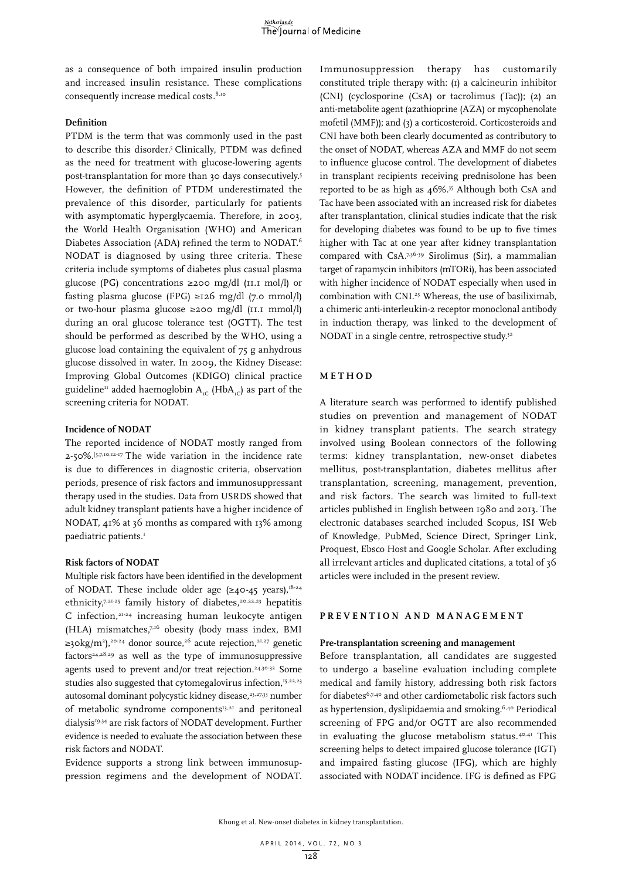as a consequence of both impaired insulin production and increased insulin resistance. These complications consequently increase medical costs.[8,10]

### Definition

PTDM is the term that was commonly used in the past to describe this disorder.[5] Clinically, PTDM was defined as the need for treatment with glucose-lowering agents post-transplantation for more than 30 days consecutively.[5] However, the definition of PTDM underestimated the prevalence of this disorder, particularly for patients with asymptomatic hyperglycaemia. Therefore, in 2003, the World Health Organisation (WHO) and American Diabetes Association (ADA) refined the term to NODAT.[6] NODAT is diagnosed by using three criteria. These criteria include symptoms of diabetes plus casual plasma glucose (PG) concentrations ≥200 mg/dl (11.1 mol/l) or fasting plasma glucose (FPG) ≥126 mg/dl (7.0 mmol/l) or two-hour plasma glucose ≥200 mg/dl (11.1 mmol/l) during an oral glucose tolerance test (OGTT). The test should be performed as described by the WHO, using a glucose load containing the equivalent of 75 g anhydrous glucose dissolved in water. In 2009, the Kidney Disease: Improving Global Outcomes (KDIGO) clinical practice guideline[11] added haemoglobin $A_{1C}$ ($HbA_{1C}$) as part of the screening criteria for NODAT.

### Incidence of NODAT

The reported incidence of NODAT mostly ranged from 2-50%.[5,7,10,12-17] The wide variation in the incidence rate is due to differences in diagnostic criteria, observation periods, presence of risk factors and immunosuppressant therapy used in the studies. Data from USRDS showed that adult kidney transplant patients have a higher incidence of NODAT, 41% at 36 months as compared with 13% among paediatric patients.[1]

### Risk factors of NODAT

Multiple risk factors have been identified in the development of NODAT. These include older age (≥40-45 years),[18-24] ethnicity,[7,21-25] family history of diabetes,[20,22,23] hepatitis C infection,[21-24] increasing human leukocyte antigen (HLA) mismatches,[7,16] obesity (body mass index, BMI ≥30kg/m$^2$),[20-24] donor source,[26] acute rejection,[21,27] genetic factors[24,28,29] as well as the type of immunosuppressive agents used to prevent and/or treat rejection.[24,30-32] Some studies also suggested that cytomegalovirus infection,[15,22,23] autosomal dominant polycystic kidney disease,[23,27,33] number of metabolic syndrome components[13,21] and peritoneal dialysis[19,34] are risk factors of NODAT development. Further evidence is needed to evaluate the association between these risk factors and NODAT.

Evidence supports a strong link between immunosuppression regimens and the development of NODAT. Immunosuppression therapy has customarily constituted triple therapy with: (1) a calcineurin inhibitor (CNI) (cyclosporine (CsA) or tacrolimus (Tac)); (2) an anti-metabolite agent (azathioprine (AZA) or mycophenolate mofetil (MMF)); and (3) a corticosteroid. Corticosteroids and CNI have both been clearly documented as contributory to the onset of NODAT, whereas AZA and MMF do not seem to influence glucose control. The development of diabetes in transplant recipients receiving prednisolone has been reported to be as high as 46%.[35] Although both CsA and Tac have been associated with an increased risk for diabetes after transplantation, clinical studies indicate that the risk for developing diabetes was found to be up to five times higher with Tac at one year after kidney transplantation compared with CsA.[7,36-39] Sirolimus (Sir), a mammalian target of rapamycin inhibitors (mTORi), has been associated with higher incidence of NODAT especially when used in combination with CNI.[25] Whereas, the use of basiliximab, a chimeric anti-interleukin-2 receptor monoclonal antibody in induction therapy, was linked to the development of NODAT in a single centre, retrospective study.[32]

## METHOD

A literature search was performed to identify published studies on prevention and management of NODAT in kidney transplant patients. The search strategy involved using Boolean connectors of the following terms: kidney transplantation, new-onset diabetes mellitus, post-transplantation, diabetes mellitus after transplantation, screening, management, prevention, and risk factors. The search was limited to full-text articles published in English between 1980 and 2013. The electronic databases searched included Scopus, ISI Web of Knowledge, PubMed, Science Direct, Springer Link, Proquest, Ebsco Host and Google Scholar. After excluding all irrelevant articles and duplicated citations, a total of 36 articles were included in the present review.

## PREVENTION AND MANAGEMENT

### Pre-transplantation screening and management

Before transplantation, all candidates are suggested to undergo a baseline evaluation including complete medical and family history, addressing both risk factors for diabetes[6,7,40] and other cardiometabolic risk factors such as hypertension, dyslipidaemia and smoking.[6,40] Periodical screening of FPG and/or OGTT are also recommended in evaluating the glucose metabolism status.[40,41] This screening helps to detect impaired glucose tolerance (IGT) and impaired fasting glucose (IFG), which are highly associated with NODAT incidence. IFG is defined as FPG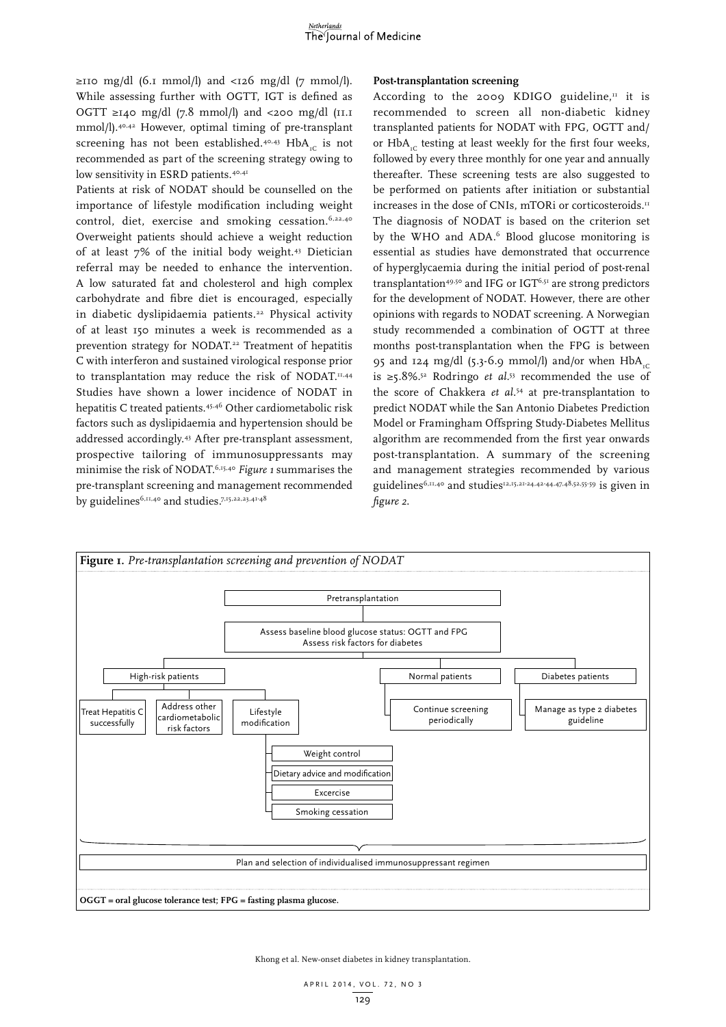≥110 mg/dl (6.1 mmol/l) and <126 mg/dl (7 mmol/l). While assessing further with OGTT, IGT is defined as OGTT ≥140 mg/dl (7.8 mmol/l) and <200 mg/dl (11.1 mmol/l).[40,42] However, optimal timing of pre-transplant screening has not been established.[40,43] $HbA_{1C}$ is not recommended as part of the screening strategy owing to low sensitivity in ESRD patients.[40,41]

Patients at risk of NODAT should be counselled on the importance of lifestyle modification including weight control, diet, exercise and smoking cessation.[6,22,40] Overweight patients should achieve a weight reduction of at least 7% of the initial body weight.[43] Dietician referral may be needed to enhance the intervention. A low saturated fat and cholesterol and high complex carbohydrate and fibre diet is encouraged, especially in diabetic dyslipidaemia patients.[22] Physical activity of at least 150 minutes a week is recommended as a prevention strategy for NODAT.[22] Treatment of hepatitis C with interferon and sustained virological response prior to transplantation may reduce the risk of NODAT.[11,44] Studies have shown a lower incidence of NODAT in hepatitis C treated patients.[45,46] Other cardiometabolic risk factors such as dyslipidaemia and hypertension should be addressed accordingly.[43] After pre-transplant assessment, prospective tailoring of immunosuppressants may minimise the risk of NODAT.[6,15,40] *Figure 1* summarises the pre-transplant screening and management recommended by guidelines[6,11,40] and studies.[7,15,22,23,41-48]

**Post-transplantation screening**

According to the 2009 KDIGO guideline,[11] it is recommended to screen all non-diabetic kidney transplanted patients for NODAT with FPG, OGTT and/or $HbA_{1C}$ testing at least weekly for the first four weeks, followed by every three monthly for one year and annually thereafter. These screening tests are also suggested to be performed on patients after initiation or substantial increases in the dose of CNIs, mTORi or corticosteroids.[11] The diagnosis of NODAT is based on the criterion set by the WHO and ADA.[6] Blood glucose monitoring is essential as studies have demonstrated that occurrence of hyperglycaemia during the initial period of post-renal transplantation[49,50] and IFG or IGT[6,51] are strong predictors for the development of NODAT. However, there are other opinions with regards to NODAT screening. A Norwegian study recommended a combination of OGTT at three months post-transplantation when the FPG is between 95 and 124 mg/dl (5.3-6.9 mmol/l) and/or when $HbA_{1C}$ is ≥5.8%.[52] Rodringo *et al.*[53] recommended the use of the score of Chakkera *et al.*[54] at pre-transplantation to predict NODAT while the San Antonio Diabetes Prediction Model or Framingham Offspring Study-Diabetes Mellitus algorithm are recommended from the first year onwards post-transplantation. A summary of the screening and management strategies recommended by various guidelines[6,11,40] and studies[12,15,21-24,42-44,47,48,52,55-59] is given in *figure 2*.

**Figure 1.** *Pre-transplantation screening and prevention of NODAT*

- Pretransplantation
  - Assess baseline blood glucose status: OGTT and FPG; Assess risk factors for diabetes
    - High-risk patients
      - Treat Hepatitis C successfully
      - Address other cardiometabolic risk factors
      - Lifestyle modification
        - Weight control
        - Dietary advice and modification
        - Excercise
        - Smoking cessation
    - Normal patients
      - Continue screening periodically
    - Diabetes patients
      - Manage as type 2 diabetes guideline
- Plan and selection of individualised immunosuppressant regimen

**OGGT = oral glucose tolerance test; FPG = fasting plasma glucose.**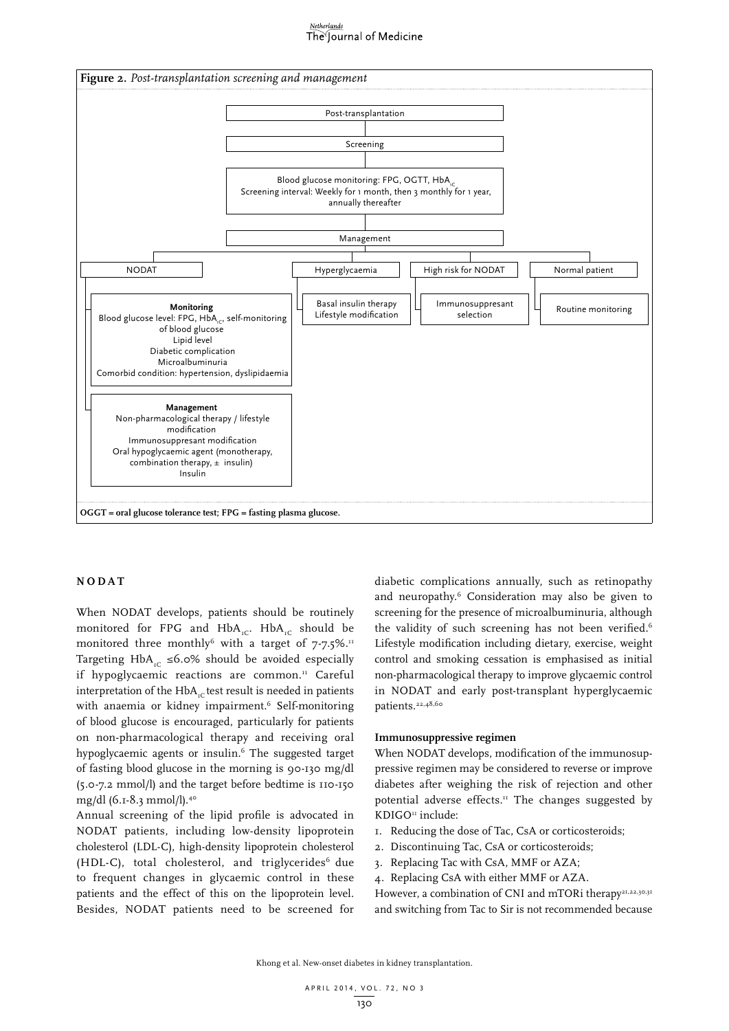**Figure 2.** *Post-transplantation screening and management*

Post-transplantation

Screening

Blood glucose monitoring: FPG, OGTT, $HbA_{1C}$
Screening interval: Weekly for 1 month, then 3 monthly for 1 year, annually thereafter

Management

- **NODAT**
  - **Monitoring**
    Blood glucose level: FPG, $HbA_{1C}$, self-monitoring of blood glucose
    Lipid level
    Diabetic complication
    Microalbuminuria
    Comorbid condition: hypertension, dyslipidaemia
  - **Management**
    Non-pharmacological therapy / lifestyle modification
    Immunosuppresant modification
    Oral hypoglycaemic agent (monotherapy, combination therapy, ± insulin)
    Insulin
- **Hyperglycaemia**
  - Basal insulin therapy
    Lifestyle modification
- **High risk for NODAT**
  - Immunosuppresant selection
- **Normal patient**
  - Routine monitoring

**OGGT = oral glucose tolerance test; FPG = fasting plasma glucose.**

## NODAT

When NODAT develops, patients should be routinely monitored for FPG and $HbA_{1C}$. $HbA_{1C}$ should be monitored three monthly[6] with a target of 7-7.5%.[11] Targeting $HbA_{1C}$ ≤6.0% should be avoided especially if hypoglycaemic reactions are common.[11] Careful interpretation of the $HbA_{1C}$ test result is needed in patients with anaemia or kidney impairment.[6] Self-monitoring of blood glucose is encouraged, particularly for patients on non-pharmacological therapy and receiving oral hypoglycaemic agents or insulin.[6] The suggested target of fasting blood glucose in the morning is 90-130 mg/dl (5.0-7.2 mmol/l) and the target before bedtime is 110-150 mg/dl (6.1-8.3 mmol/l).[40]

Annual screening of the lipid profile is advocated in NODAT patients, including low-density lipoprotein cholesterol (LDL-C), high-density lipoprotein cholesterol (HDL-C), total cholesterol, and triglycerides[6] due to frequent changes in glycaemic control in these patients and the effect of this on the lipoprotein level. Besides, NODAT patients need to be screened for diabetic complications annually, such as retinopathy and neuropathy.[6] Consideration may also be given to screening for the presence of microalbuminuria, although the validity of such screening has not been verified.[6] Lifestyle modification including dietary, exercise, weight control and smoking cessation is emphasised as initial non-pharmacological therapy to improve glycaemic control in NODAT and early post-transplant hyperglycaemic patients.[22,48,60]

### Immunosuppressive regimen

When NODAT develops, modification of the immunosuppressive regimen may be considered to reverse or improve diabetes after weighing the risk of rejection and other potential adverse effects.[11] The changes suggested by KDIGO[11] include:

1. Reducing the dose of Tac, CsA or corticosteroids;
2. Discontinuing Tac, CsA or corticosteroids;
3. Replacing Tac with CsA, MMF or AZA;
4. Replacing CsA with either MMF or AZA.

However, a combination of CNI and mTORi therapy[21,22,30,31] and switching from Tac to Sir is not recommended because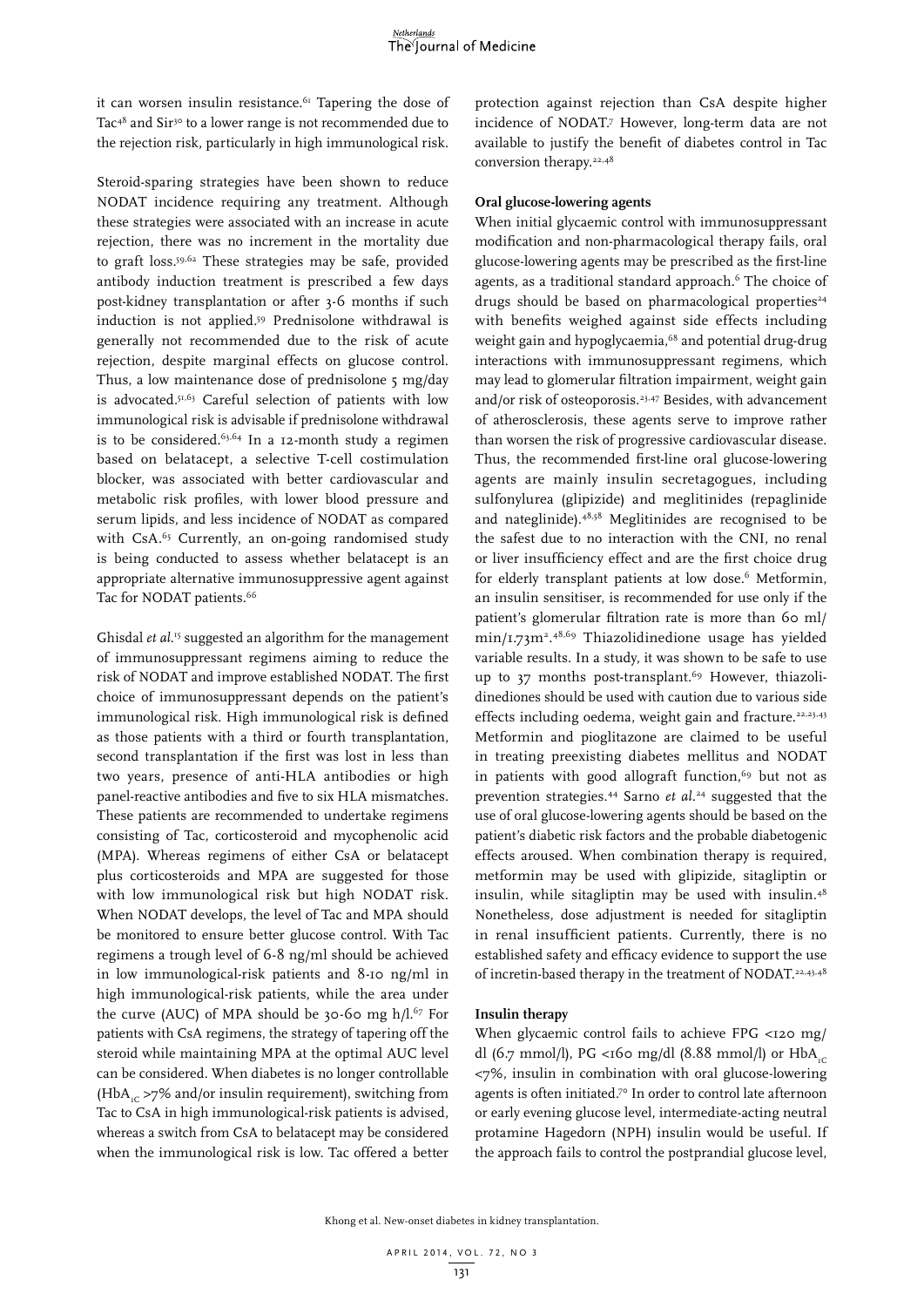it can worsen insulin resistance.[61] Tapering the dose of Tac[48] and Sir[30] to a lower range is not recommended due to the rejection risk, particularly in high immunological risk.

Steroid-sparing strategies have been shown to reduce NODAT incidence requiring any treatment. Although these strategies were associated with an increase in acute rejection, there was no increment in the mortality due to graft loss.[59,62] These strategies may be safe, provided antibody induction treatment is prescribed a few days post-kidney transplantation or after 3-6 months if such induction is not applied.[59] Prednisolone withdrawal is generally not recommended due to the risk of acute rejection, despite marginal effects on glucose control. Thus, a low maintenance dose of prednisolone 5 mg/day is advocated.[51,63] Careful selection of patients with low immunological risk is advisable if prednisolone withdrawal is to be considered.[63,64] In a 12-month study a regimen based on belatacept, a selective T-cell costimulation blocker, was associated with better cardiovascular and metabolic risk profiles, with lower blood pressure and serum lipids, and less incidence of NODAT as compared with CsA.[65] Currently, an on-going randomised study is being conducted to assess whether belatacept is an appropriate alternative immunosuppressive agent against Tac for NODAT patients.[66]

Ghisdal *et al.*[15] suggested an algorithm for the management of immunosuppressant regimens aiming to reduce the risk of NODAT and improve established NODAT. The first choice of immunosuppressant depends on the patient's immunological risk. High immunological risk is defined as those patients with a third or fourth transplantation, second transplantation if the first was lost in less than two years, presence of anti-HLA antibodies or high panel-reactive antibodies and five to six HLA mismatches. These patients are recommended to undertake regimens consisting of Tac, corticosteroid and mycophenolic acid (MPA). Whereas regimens of either CsA or belatacept plus corticosteroids and MPA are suggested for those with low immunological risk but high NODAT risk. When NODAT develops, the level of Tac and MPA should be monitored to ensure better glucose control. With Tac regimens a trough level of 6-8 ng/ml should be achieved in low immunological-risk patients and 8-10 ng/ml in high immunological-risk patients, while the area under the curve (AUC) of MPA should be 30-60 mg h/l.[67] For patients with CsA regimens, the strategy of tapering off the steroid while maintaining MPA at the optimal AUC level can be considered. When diabetes is no longer controllable ($HbA_{1C}$ >7% and/or insulin requirement), switching from Tac to CsA in high immunological-risk patients is advised, whereas a switch from CsA to belatacept may be considered when the immunological risk is low. Tac offered a better protection against rejection than CsA despite higher incidence of NODAT.[7] However, long-term data are not available to justify the benefit of diabetes control in Tac conversion therapy.[22,48]

### Oral glucose-lowering agents

When initial glycaemic control with immunosuppressant modification and non-pharmacological therapy fails, oral glucose-lowering agents may be prescribed as the first-line agents, as a traditional standard approach.[6] The choice of drugs should be based on pharmacological properties[24] with benefits weighed against side effects including weight gain and hypoglycaemia,[68] and potential drug-drug interactions with immunosuppressant regimens, which may lead to glomerular filtration impairment, weight gain and/or risk of osteoporosis.[23,47] Besides, with advancement of atherosclerosis, these agents serve to improve rather than worsen the risk of progressive cardiovascular disease. Thus, the recommended first-line oral glucose-lowering agents are mainly insulin secretagogues, including sulfonylurea (glipizide) and meglitinides (repaglinide and nateglinide).[48,58] Meglitinides are recognised to be the safest due to no interaction with the CNI, no renal or liver insufficiency effect and are the first choice drug for elderly transplant patients at low dose.[6] Metformin, an insulin sensitiser, is recommended for use only if the patient's glomerular filtration rate is more than 60 ml/min/1.73m$^2$.[48,69] Thiazolidinedione usage has yielded variable results. In a study, it was shown to be safe to use up to 37 months post-transplant.[69] However, thiazolidinediones should be used with caution due to various side effects including oedema, weight gain and fracture.[22,23,43] Metformin and pioglitazone are claimed to be useful in treating preexisting diabetes mellitus and NODAT in patients with good allograft function,[69] but not as prevention strategies.[44] Sarno *et al.*[24] suggested that the use of oral glucose-lowering agents should be based on the patient's diabetic risk factors and the probable diabetogenic effects aroused. When combination therapy is required, metformin may be used with glipizide, sitagliptin or insulin, while sitagliptin may be used with insulin.[48] Nonetheless, dose adjustment is needed for sitagliptin in renal insufficient patients. Currently, there is no established safety and efficacy evidence to support the use of incretin-based therapy in the treatment of NODAT.[22,43,48]

### Insulin therapy

When glycaemic control fails to achieve FPG <120 mg/dl (6.7 mmol/l), PG <160 mg/dl (8.88 mmol/l) or $HbA_{1C}$ <7%, insulin in combination with oral glucose-lowering agents is often initiated.[70] In order to control late afternoon or early evening glucose level, intermediate-acting neutral protamine Hagedorn (NPH) insulin would be useful. If the approach fails to control the postprandial glucose level,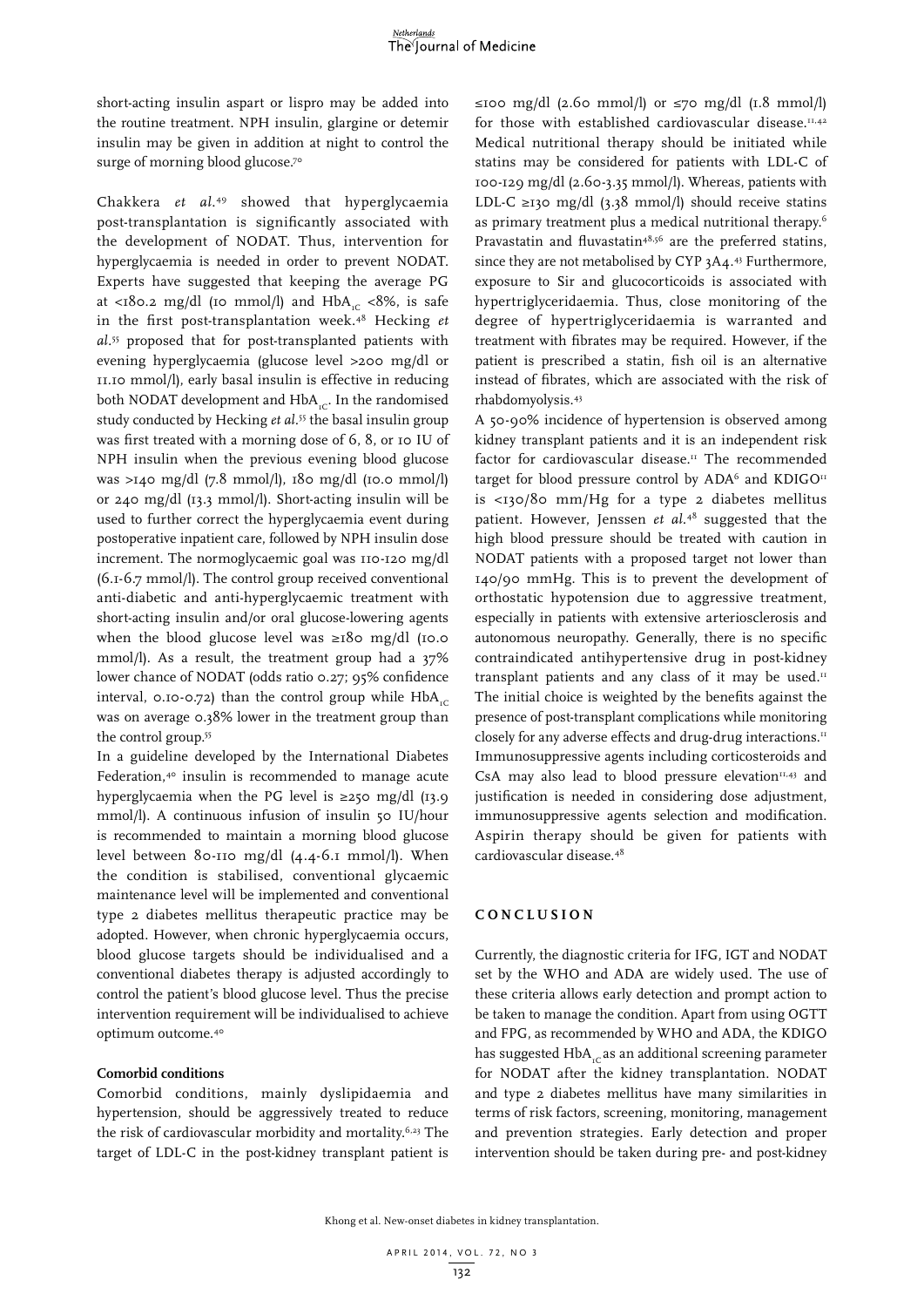short-acting insulin aspart or lispro may be added into the routine treatment. NPH insulin, glargine or detemir insulin may be given in addition at night to control the surge of morning blood glucose.[70]

Chakkera *et al.*[49] showed that hyperglycaemia post-transplantation is significantly associated with the development of NODAT. Thus, intervention for hyperglycaemia is needed in order to prevent NODAT. Experts have suggested that keeping the average PG at <180.2 mg/dl (10 mmol/l) and $HbA_{1C}$ <8%, is safe in the first post-transplantation week.[48] Hecking *et al.*[55] proposed that for post-transplanted patients with evening hyperglycaemia (glucose level >200 mg/dl or 11.10 mmol/l), early basal insulin is effective in reducing both NODAT development and $HbA_{1C}$. In the randomised study conducted by Hecking *et al.*[55] the basal insulin group was first treated with a morning dose of 6, 8, or 10 IU of NPH insulin when the previous evening blood glucose was >140 mg/dl (7.8 mmol/l), 180 mg/dl (10.0 mmol/l) or 240 mg/dl (13.3 mmol/l). Short-acting insulin will be used to further correct the hyperglycaemia event during postoperative inpatient care, followed by NPH insulin dose increment. The normoglycaemic goal was 110-120 mg/dl (6.1-6.7 mmol/l). The control group received conventional anti-diabetic and anti-hyperglycaemic treatment with short-acting insulin and/or oral glucose-lowering agents when the blood glucose level was ≥180 mg/dl (10.0 mmol/l). As a result, the treatment group had a 37% lower chance of NODAT (odds ratio 0.27; 95% confidence interval, 0.10-0.72) than the control group while $HbA_{1C}$ was on average 0.38% lower in the treatment group than the control group.[55]

In a guideline developed by the International Diabetes Federation,[40] insulin is recommended to manage acute hyperglycaemia when the PG level is ≥250 mg/dl (13.9 mmol/l). A continuous infusion of insulin 50 IU/hour is recommended to maintain a morning blood glucose level between 80-110 mg/dl (4.4-6.1 mmol/l). When the condition is stabilised, conventional glycaemic maintenance level will be implemented and conventional type 2 diabetes mellitus therapeutic practice may be adopted. However, when chronic hyperglycaemia occurs, blood glucose targets should be individualised and a conventional diabetes therapy is adjusted accordingly to control the patient's blood glucose level. Thus the precise intervention requirement will be individualised to achieve optimum outcome.[40]

**Comorbid conditions**

Comorbid conditions, mainly dyslipidaemia and hypertension, should be aggressively treated to reduce the risk of cardiovascular morbidity and mortality.[6,23] The target of LDL-C in the post-kidney transplant patient is ≤100 mg/dl (2.60 mmol/l) or ≤70 mg/dl (1.8 mmol/l) for those with established cardiovascular disease.[11,42] Medical nutritional therapy should be initiated while statins may be considered for patients with LDL-C of 100-129 mg/dl (2.60-3.35 mmol/l). Whereas, patients with LDL-C ≥130 mg/dl (3.38 mmol/l) should receive statins as primary treatment plus a medical nutritional therapy.[6] Pravastatin and fluvastatin[48,56] are the preferred statins, since they are not metabolised by CYP 3A4.[43] Furthermore, exposure to Sir and glucocorticoids is associated with hypertriglyceridaemia. Thus, close monitoring of the degree of hypertriglyceridaemia is warranted and treatment with fibrates may be required. However, if the patient is prescribed a statin, fish oil is an alternative instead of fibrates, which are associated with the risk of rhabdomyolysis.[43]

A 50-90% incidence of hypertension is observed among kidney transplant patients and it is an independent risk factor for cardiovascular disease.[11] The recommended target for blood pressure control by ADA[6] and KDIGO[11] is <130/80 mm/Hg for a type 2 diabetes mellitus patient. However, Jenssen *et al.*[48] suggested that the high blood pressure should be treated with caution in NODAT patients with a proposed target not lower than 140/90 mmHg. This is to prevent the development of orthostatic hypotension due to aggressive treatment, especially in patients with extensive arteriosclerosis and autonomous neuropathy. Generally, there is no specific contraindicated antihypertensive drug in post-kidney transplant patients and any class of it may be used.[11] The initial choice is weighted by the benefits against the presence of post-transplant complications while monitoring closely for any adverse effects and drug-drug interactions.[11] Immunosuppressive agents including corticosteroids and CsA may also lead to blood pressure elevation[11,43] and justification is needed in considering dose adjustment, immunosuppressive agents selection and modification. Aspirin therapy should be given for patients with cardiovascular disease.[48]

## CONCLUSION

Currently, the diagnostic criteria for IFG, IGT and NODAT set by the WHO and ADA are widely used. The use of these criteria allows early detection and prompt action to be taken to manage the condition. Apart from using OGTT and FPG, as recommended by WHO and ADA, the KDIGO has suggested $HbA_{1C}$ as an additional screening parameter for NODAT after the kidney transplantation. NODAT and type 2 diabetes mellitus have many similarities in terms of risk factors, screening, monitoring, management and prevention strategies. Early detection and proper intervention should be taken during pre- and post-kidney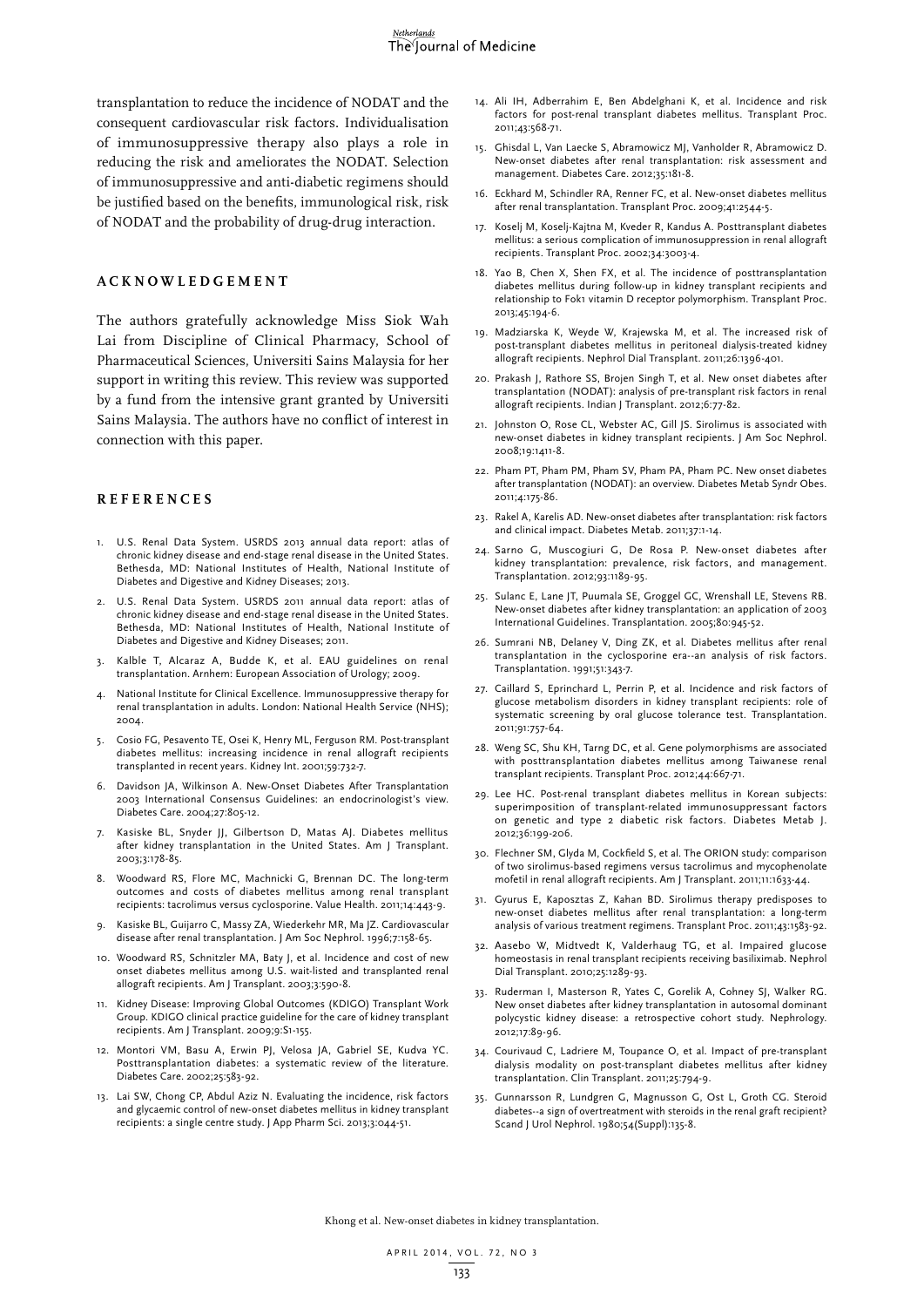transplantation to reduce the incidence of NODAT and the consequent cardiovascular risk factors. Individualisation of immunosuppressive therapy also plays a role in reducing the risk and ameliorates the NODAT. Selection of immunosuppressive and anti-diabetic regimens should be justified based on the benefits, immunological risk, risk of NODAT and the probability of drug-drug interaction.

## ACKNOWLEDGEMENT

The authors gratefully acknowledge Miss Siok Wah Lai from Discipline of Clinical Pharmacy, School of Pharmaceutical Sciences, Universiti Sains Malaysia for her support in writing this review. This review was supported by a fund from the intensive grant granted by Universiti Sains Malaysia. The authors have no conflict of interest in connection with this paper.

## REFERENCES

1. U.S. Renal Data System. USRDS 2013 annual data report: atlas of chronic kidney disease and end-stage renal disease in the United States. Bethesda, MD: National Institutes of Health, National Institute of Diabetes and Digestive and Kidney Diseases; 2013.
2. U.S. Renal Data System. USRDS 2011 annual data report: atlas of chronic kidney disease and end-stage renal disease in the United States. Bethesda, MD: National Institutes of Health, National Institute of Diabetes and Digestive and Kidney Diseases; 2011.
3. Kalble T, Alcaraz A, Budde K, et al. EAU guidelines on renal transplantation. Arnhem: European Association of Urology; 2009.
4. National Institute for Clinical Excellence. Immunosuppressive therapy for renal transplantation in adults. London: National Health Service (NHS); 2004.
5. Cosio FG, Pesavento TE, Osei K, Henry ML, Ferguson RM. Post-transplant diabetes mellitus: increasing incidence in renal allograft recipients transplanted in recent years. Kidney Int. 2001;59:732-7.
6. Davidson JA, Wilkinson A. New-Onset Diabetes After Transplantation 2003 International Consensus Guidelines: an endocrinologist's view. Diabetes Care. 2004;27:805-12.
7. Kasiske BL, Snyder JJ, Gilbertson D, Matas AJ. Diabetes mellitus after kidney transplantation in the United States. Am J Transplant. 2003;3:178-85.
8. Woodward RS, Flore MC, Machnicki G, Brennan DC. The long-term outcomes and costs of diabetes mellitus among renal transplant recipients: tacrolimus versus cyclosporine. Value Health. 2011;14:443-9.
9. Kasiske BL, Guijarro C, Massy ZA, Wiederkehr MR, Ma JZ. Cardiovascular disease after renal transplantation. J Am Soc Nephrol. 1996;7:158-65.
10. Woodward RS, Schnitzler MA, Baty J, et al. Incidence and cost of new onset diabetes mellitus among U.S. wait-listed and transplanted renal allograft recipients. Am J Transplant. 2003;3:590-8.
11. Kidney Disease: Improving Global Outcomes (KDIGO) Transplant Work Group. KDIGO clinical practice guideline for the care of kidney transplant recipients. Am J Transplant. 2009;9:S1-155.
12. Montori VM, Basu A, Erwin PJ, Velosa JA, Gabriel SE, Kudva YC. Posttransplantation diabetes: a systematic review of the literature. Diabetes Care. 2002;25:583-92.
13. Lai SW, Chong CP, Abdul Aziz N. Evaluating the incidence, risk factors and glycaemic control of new-onset diabetes mellitus in kidney transplant recipients: a single centre study. J App Pharm Sci. 2013;3:044-51.
14. Ali IH, Adberrahim E, Ben Abdelghani K, et al. Incidence and risk factors for post-renal transplant diabetes mellitus. Transplant Proc. 2011;43:568-71.
15. Ghisdal L, Van Laecke S, Abramowicz MJ, Vanholder R, Abramowicz D. New-onset diabetes after renal transplantation: risk assessment and management. Diabetes Care. 2012;35:181-8.
16. Eckhard M, Schindler RA, Renner FC, et al. New-onset diabetes mellitus after renal transplantation. Transplant Proc. 2009;41:2544-5.
17. Koselj M, Koselj-Kajtna M, Kveder R, Kandus A. Posttransplant diabetes mellitus: a serious complication of immunosuppression in renal allograft recipients. Transplant Proc. 2002;34:3003-4.
18. Yao B, Chen X, Shen FX, et al. The incidence of posttransplantation diabetes mellitus during follow-up in kidney transplant recipients and relationship to Fok1 vitamin D receptor polymorphism. Transplant Proc. 2013;45:194-6.
19. Madziarska K, Weyde W, Krajewska M, et al. The increased risk of post-transplant diabetes mellitus in peritoneal dialysis-treated kidney allograft recipients. Nephrol Dial Transplant. 2011;26:1396-401.
20. Prakash J, Rathore SS, Brojen Singh T, et al. New onset diabetes after transplantation (NODAT): analysis of pre-transplant risk factors in renal allograft recipients. Indian J Transplant. 2012;6:77-82.
21. Johnston O, Rose CL, Webster AC, Gill JS. Sirolimus is associated with new-onset diabetes in kidney transplant recipients. J Am Soc Nephrol. 2008;19:1411-8.
22. Pham PT, Pham PM, Pham SV, Pham PA, Pham PC. New onset diabetes after transplantation (NODAT): an overview. Diabetes Metab Syndr Obes. 2011;4:175-86.
23. Rakel A, Karelis AD. New-onset diabetes after transplantation: risk factors and clinical impact. Diabetes Metab. 2011;37:1-14.
24. Sarno G, Muscogiuri G, De Rosa P. New-onset diabetes after kidney transplantation: prevalence, risk factors, and management. Transplantation. 2012;93:1189-95.
25. Sulanc E, Lane JT, Puumala SE, Groggel GC, Wrenshall LE, Stevens RB. New-onset diabetes after kidney transplantation: an application of 2003 International Guidelines. Transplantation. 2005;80:945-52.
26. Sumrani NB, Delaney V, Ding ZK, et al. Diabetes mellitus after renal transplantation in the cyclosporine era--an analysis of risk factors. Transplantation. 1991;51:343-7.
27. Caillard S, Eprinchard L, Perrin P, et al. Incidence and risk factors of glucose metabolism disorders in kidney transplant recipients: role of systematic screening by oral glucose tolerance test. Transplantation. 2011;91:757-64.
28. Weng SC, Shu KH, Tarng DC, et al. Gene polymorphisms are associated with posttransplantation diabetes mellitus among Taiwanese renal transplant recipients. Transplant Proc. 2012;44:667-71.
29. Lee HC. Post-renal transplant diabetes mellitus in Korean subjects: superimposition of transplant-related immunosuppressant factors on genetic and type 2 diabetic risk factors. Diabetes Metab J. 2012;36:199-206.
30. Flechner SM, Glyda M, Cockfield S, et al. The ORION study: comparison of two sirolimus-based regimens versus tacrolimus and mycophenolate mofetil in renal allograft recipients. Am J Transplant. 2011;11:1633-44.
31. Gyurus E, Kaposztas Z, Kahan BD. Sirolimus therapy predisposes to new-onset diabetes mellitus after renal transplantation: a long-term analysis of various treatment regimens. Transplant Proc. 2011;43:1583-92.
32. Aasebo W, Midtvedt K, Valderhaug TG, et al. Impaired glucose homeostasis in renal transplant recipients receiving basiliximab. Nephrol Dial Transplant. 2010;25:1289-93.
33. Ruderman I, Masterson R, Yates C, Gorelik A, Cohney SJ, Walker RG. New onset diabetes after kidney transplantation in autosomal dominant polycystic kidney disease: a retrospective cohort study. Nephrology. 2012;17:89-96.
34. Courivaud C, Ladriere M, Toupance O, et al. Impact of pre-transplant dialysis modality on post-transplant diabetes mellitus after kidney transplantation. Clin Transplant. 2011;25:794-9.
35. Gunnarsson R, Lundgren G, Magnusson G, Ost L, Groth CG. Steroid diabetes--a sign of overtreatment with steroids in the renal graft recipient? Scand J Urol Nephrol. 1980;54(Suppl):135-8.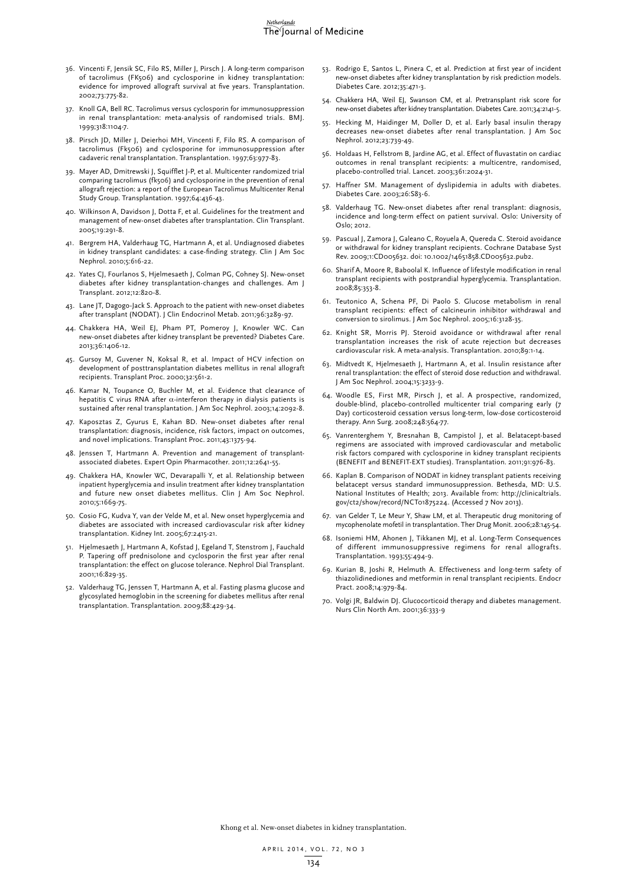36. Vincenti F, Jensik SC, Filo RS, Miller J, Pirsch J. A long-term comparison of tacrolimus (FK506) and cyclosporine in kidney transplantation: evidence for improved allograft survival at five years. Transplantation. 2002;73:775-82.
37. Knoll GA, Bell RC. Tacrolimus versus cyclosporin for immunosuppression in renal transplantation: meta-analysis of randomised trials. BMJ. 1999;318:1104-7.
38. Pirsch JD, Miller J, Deierhoi MH, Vincenti F, Filo RS. A comparison of tacrolimus (Fk506) and cyclosporine for immunosuppression after cadaveric renal transplantation. Transplantation. 1997;63:977-83.
39. Mayer AD, Dmitrewski J, Squifflet J-P, et al. Multicenter randomized trial comparing tacrolimus (fk506) and cyclosporine in the prevention of renal allograft rejection: a report of the European Tacrolimus Multicenter Renal Study Group. Transplantation. 1997;64:436-43.
40. Wilkinson A, Davidson J, Dotta F, et al. Guidelines for the treatment and management of new-onset diabetes after transplantation. Clin Transplant. 2005;19:291-8.
41. Bergrem HA, Valderhaug TG, Hartmann A, et al. Undiagnosed diabetes in kidney transplant candidates: a case-finding strategy. Clin J Am Soc Nephrol. 2010;5:616-22.
42. Yates CJ, Fourlanos S, Hjelmesaeth J, Colman PG, Cohney SJ. New-onset diabetes after kidney transplantation-changes and challenges. Am J Transplant. 2012;12:820-8.
43. Lane JT, Dagogo-Jack S. Approach to the patient with new-onset diabetes after transplant (NODAT). J Clin Endocrinol Metab. 2011;96:3289-97.
44. Chakkera HA, Weil EJ, Pham PT, Pomeroy J, Knowler WC. Can new-onset diabetes after kidney transplant be prevented? Diabetes Care. 2013;36:1406-12.
45. Gursoy M, Guvener N, Koksal R, et al. Impact of HCV infection on development of posttransplantation diabetes mellitus in renal allograft recipients. Transplant Proc. 2000;32:561-2.
46. Kamar N, Toupance O, Buchler M, et al. Evidence that clearance of hepatitis C virus RNA after α-interferon therapy in dialysis patients is sustained after renal transplantation. J Am Soc Nephrol. 2003;14:2092-8.
47. Kaposztas Z, Gyurus E, Kahan BD. New-onset diabetes after renal transplantation: diagnosis, incidence, risk factors, impact on outcomes, and novel implications. Transplant Proc. 2011;43:1375-94.
48. Jenssen T, Hartmann A. Prevention and management of transplant-associated diabetes. Expert Opin Pharmacother. 2011;12:2641-55.
49. Chakkera HA, Knowler WC, Devarapalli Y, et al. Relationship between inpatient hyperglycemia and insulin treatment after kidney transplantation and future new onset diabetes mellitus. Clin J Am Soc Nephrol. 2010;5:1669-75.
50. Cosio FG, Kudva Y, van der Velde M, et al. New onset hyperglycemia and diabetes are associated with increased cardiovascular risk after kidney transplantation. Kidney Int. 2005;67:2415-21.
51. Hjelmesaeth J, Hartmann A, Kofstad J, Egeland T, Stenstrom J, Fauchald P. Tapering off prednisolone and cyclosporin the first year after renal transplantation: the effect on glucose tolerance. Nephrol Dial Transplant. 2001;16:829-35.
52. Valderhaug TG, Jenssen T, Hartmann A, et al. Fasting plasma glucose and glycosylated hemoglobin in the screening for diabetes mellitus after renal transplantation. Transplantation. 2009;88:429-34.
53. Rodrigo E, Santos L, Pinera C, et al. Prediction at first year of incident new-onset diabetes after kidney transplantation by risk prediction models. Diabetes Care. 2012;35:471-3.
54. Chakkera HA, Weil EJ, Swanson CM, et al. Pretransplant risk score for new-onset diabetes after kidney transplantation. Diabetes Care. 2011;34:2141-5.
55. Hecking M, Haidinger M, Doller D, et al. Early basal insulin therapy decreases new-onset diabetes after renal transplantation. J Am Soc Nephrol. 2012;23:739-49.
56. Holdaas H, Fellstrom B, Jardine AG, et al. Effect of fluvastatin on cardiac outcomes in renal transplant recipients: a multicentre, randomised, placebo-controlled trial. Lancet. 2003;361:2024-31.
57. Haffner SM. Management of dyslipidemia in adults with diabetes. Diabetes Care. 2003;26:S83-6.
58. Valderhaug TG. New-onset diabetes after renal transplant: diagnosis, incidence and long-term effect on patient survival. Oslo: University of Oslo; 2012.
59. Pascual J, Zamora J, Galeano C, Royuela A, Quereda C. Steroid avoidance or withdrawal for kidney transplant recipients. Cochrane Database Syst Rev. 2009;1:CD005632. doi: 10.1002/14651858.CD005632.pub2.
60. Sharif A, Moore R, Baboolal K. Influence of lifestyle modification in renal transplant recipients with postprandial hyperglycemia. Transplantation. 2008;85:353-8.
61. Teutonico A, Schena PF, Di Paolo S. Glucose metabolism in renal transplant recipients: effect of calcineurin inhibitor withdrawal and conversion to sirolimus. J Am Soc Nephrol. 2005;16:3128-35.
62. Knight SR, Morris PJ. Steroid avoidance or withdrawal after renal transplantation increases the risk of acute rejection but decreases cardiovascular risk. A meta-analysis. Transplantation. 2010;89:1-14.
63. Midtvedt K, Hjelmesaeth J, Hartmann A, et al. Insulin resistance after renal transplantation: the effect of steroid dose reduction and withdrawal. J Am Soc Nephrol. 2004;15:3233-9.
64. Woodle ES, First MR, Pirsch J, et al. A prospective, randomized, double-blind, placebo-controlled multicenter trial comparing early (7 Day) corticosteroid cessation versus long-term, low-dose corticosteroid therapy. Ann Surg. 2008;248:564-77.
65. Vanrenterghem Y, Bresnahan B, Campistol J, et al. Belatacept-based regimens are associated with improved cardiovascular and metabolic risk factors compared with cyclosporine in kidney transplant recipients (BENEFIT and BENEFIT-EXT studies). Transplantation. 2011;91:976-83.
66. Kaplan B. Comparison of NODAT in kidney transplant patients receiving belatacept versus standard immunosuppression. Bethesda, MD: U.S. National Institutes of Health; 2013. Available from: http://clinicaltrials.gov/ct2/show/record/NCT01875224. (Accessed 7 Nov 2013).
67. van Gelder T, Le Meur Y, Shaw LM, et al. Therapeutic drug monitoring of mycophenolate mofetil in transplantation. Ther Drug Monit. 2006;28:145-54.
68. Isoniemi HM, Ahonen J, Tikkanen MJ, et al. Long-Term Consequences of different immunosuppressive regimens for renal allografts. Transplantation. 1993;55:494-9.
69. Kurian B, Joshi R, Helmuth A. Effectiveness and long-term safety of thiazolidinediones and metformin in renal transplant recipients. Endocr Pract. 2008;14:979-84.
70. Volgi JR, Baldwin DJ. Glucocorticoid therapy and diabetes management. Nurs Clin North Am. 2001;36:333-9